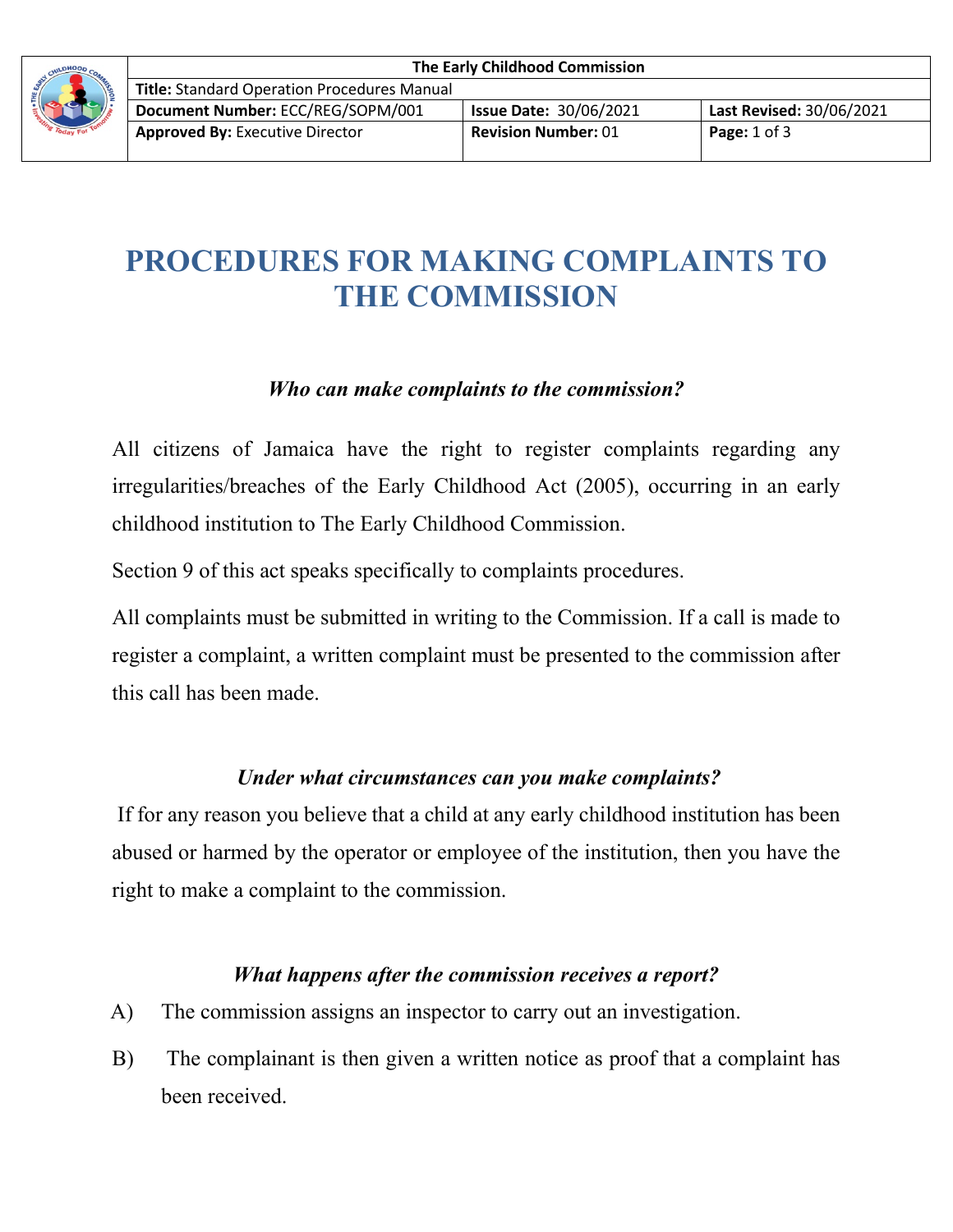| The Early Childhood Commission | | |
|---|---|---|
| **Title:** Standard Operation Procedures Manual | | |
| **Document Number:** ECC/REG/SOPM/001 | **Issue Date:** 30/06/2021 | **Last Revised:** 30/06/2021 |
| **Approved By:** Executive Director | **Revision Number:** 01 | **Page:** 1 of 3 |

# PROCEDURES FOR MAKING COMPLAINTS TO THE COMMISSION

### *Who can make complaints to the commission?*

All citizens of Jamaica have the right to register complaints regarding any irregularities/breaches of the Early Childhood Act (2005), occurring in an early childhood institution to The Early Childhood Commission.

Section 9 of this act speaks specifically to complaints procedures.

All complaints must be submitted in writing to the Commission. If a call is made to register a complaint, a written complaint must be presented to the commission after this call has been made.

### *Under what circumstances can you make complaints?*

If for any reason you believe that a child at any early childhood institution has been abused or harmed by the operator or employee of the institution, then you have the right to make a complaint to the commission.

### *What happens after the commission receives a report?*

A) The commission assigns an inspector to carry out an investigation.

B) The complainant is then given a written notice as proof that a complaint has been received.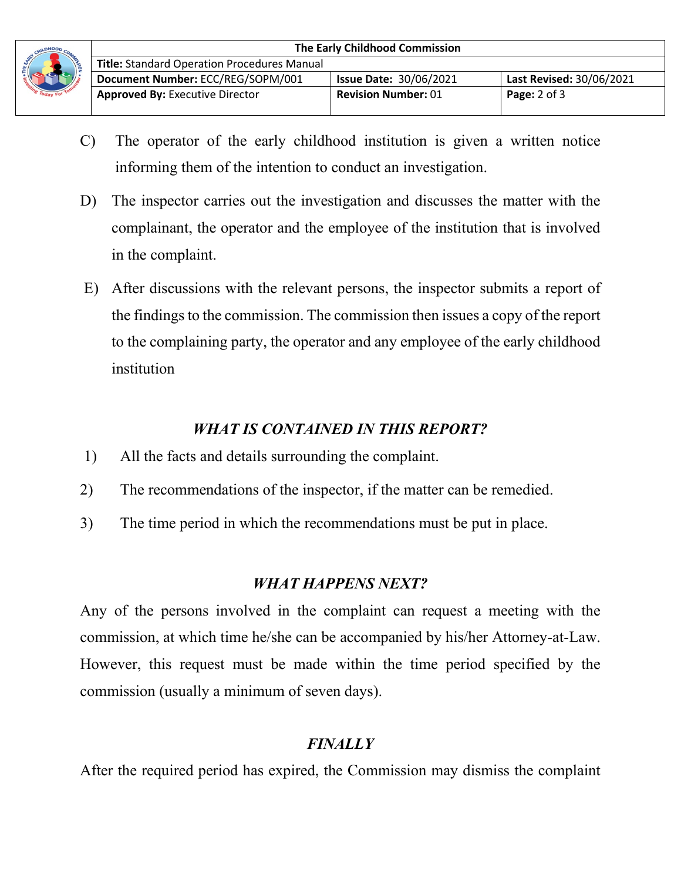C) The operator of the early childhood institution is given a written notice informing them of the intention to conduct an investigation.

D) The inspector carries out the investigation and discusses the matter with the complainant, the operator and the employee of the institution that is involved in the complaint.

E) After discussions with the relevant persons, the inspector submits a report of the findings to the commission. The commission then issues a copy of the report to the complaining party, the operator and any employee of the early childhood institution

### *WHAT IS CONTAINED IN THIS REPORT?*

1) All the facts and details surrounding the complaint.

2) The recommendations of the inspector, if the matter can be remedied.

3) The time period in which the recommendations must be put in place.

### *WHAT HAPPENS NEXT?*

Any of the persons involved in the complaint can request a meeting with the commission, at which time he/she can be accompanied by his/her Attorney-at-Law. However, this request must be made within the time period specified by the commission (usually a minimum of seven days).

### *FINALLY*

After the required period has expired, the Commission may dismiss the complaint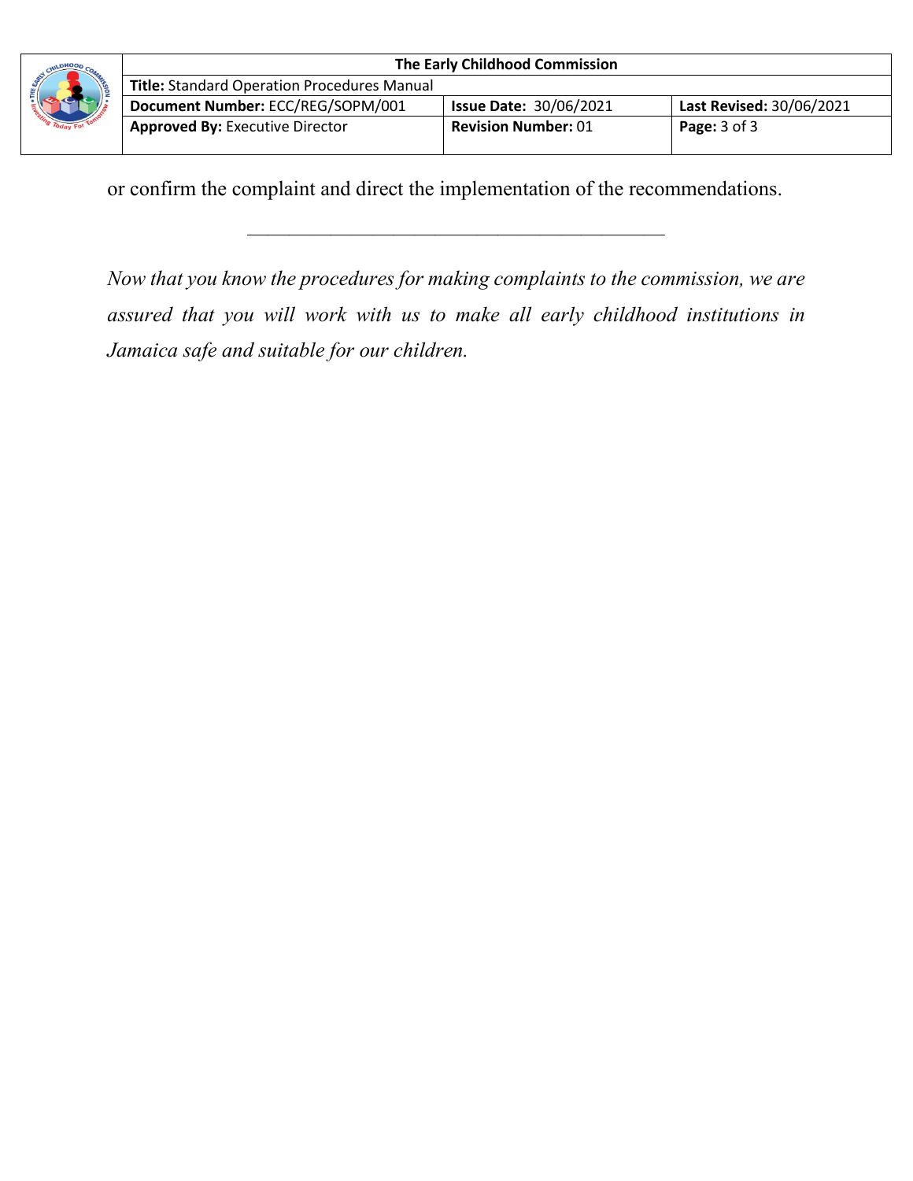or confirm the complaint and direct the implementation of the recommendations.

---

*Now that you know the procedures for making complaints to the commission, we are assured that you will work with us to make all early childhood institutions in Jamaica safe and suitable for our children.*